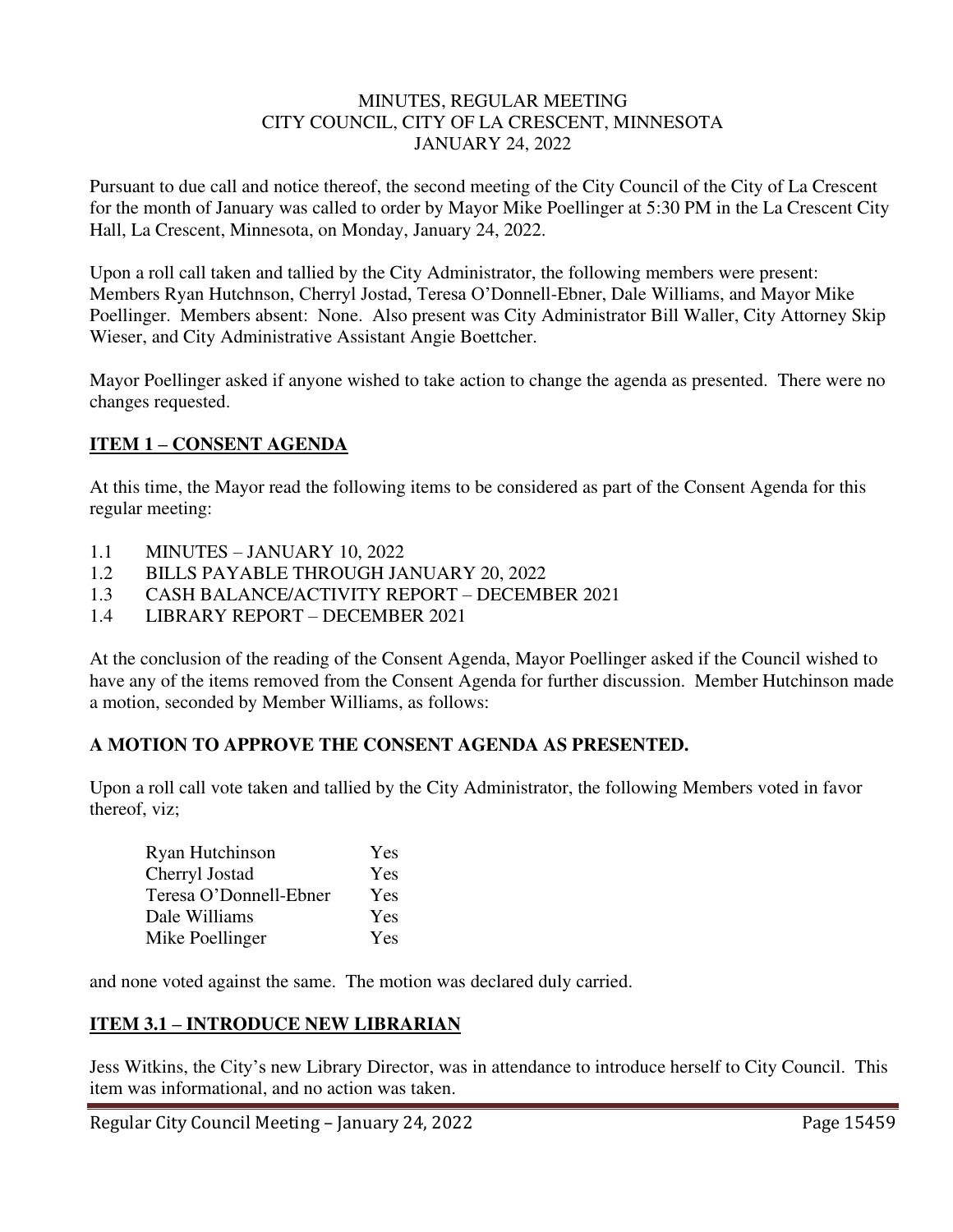MINUTES, REGULAR MEETING
CITY COUNCIL, CITY OF LA CRESCENT, MINNESOTA
JANUARY 24, 2022

Pursuant to due call and notice thereof, the second meeting of the City Council of the City of La Crescent for the month of January was called to order by Mayor Mike Poellinger at 5:30 PM in the La Crescent City Hall, La Crescent, Minnesota, on Monday, January 24, 2022.

Upon a roll call taken and tallied by the City Administrator, the following members were present: Members Ryan Hutchnson, Cherryl Jostad, Teresa O'Donnell-Ebner, Dale Williams, and Mayor Mike Poellinger. Members absent: None. Also present was City Administrator Bill Waller, City Attorney Skip Wieser, and City Administrative Assistant Angie Boettcher.

Mayor Poellinger asked if anyone wished to take action to change the agenda as presented. There were no changes requested.

## ITEM 1 – CONSENT AGENDA

At this time, the Mayor read the following items to be considered as part of the Consent Agenda for this regular meeting:

1.1 MINUTES – JANUARY 10, 2022
1.2 BILLS PAYABLE THROUGH JANUARY 20, 2022
1.3 CASH BALANCE/ACTIVITY REPORT – DECEMBER 2021
1.4 LIBRARY REPORT – DECEMBER 2021

At the conclusion of the reading of the Consent Agenda, Mayor Poellinger asked if the Council wished to have any of the items removed from the Consent Agenda for further discussion. Member Hutchinson made a motion, seconded by Member Williams, as follows:

**A MOTION TO APPROVE THE CONSENT AGENDA AS PRESENTED.**

Upon a roll call vote taken and tallied by the City Administrator, the following Members voted in favor thereof, viz;

| | |
|---|---|
| Ryan Hutchinson | Yes |
| Cherryl Jostad | Yes |
| Teresa O'Donnell-Ebner | Yes |
| Dale Williams | Yes |
| Mike Poellinger | Yes |

and none voted against the same. The motion was declared duly carried.

## ITEM 3.1 – INTRODUCE NEW LIBRARIAN

Jess Witkins, the City's new Library Director, was in attendance to introduce herself to City Council. This item was informational, and no action was taken.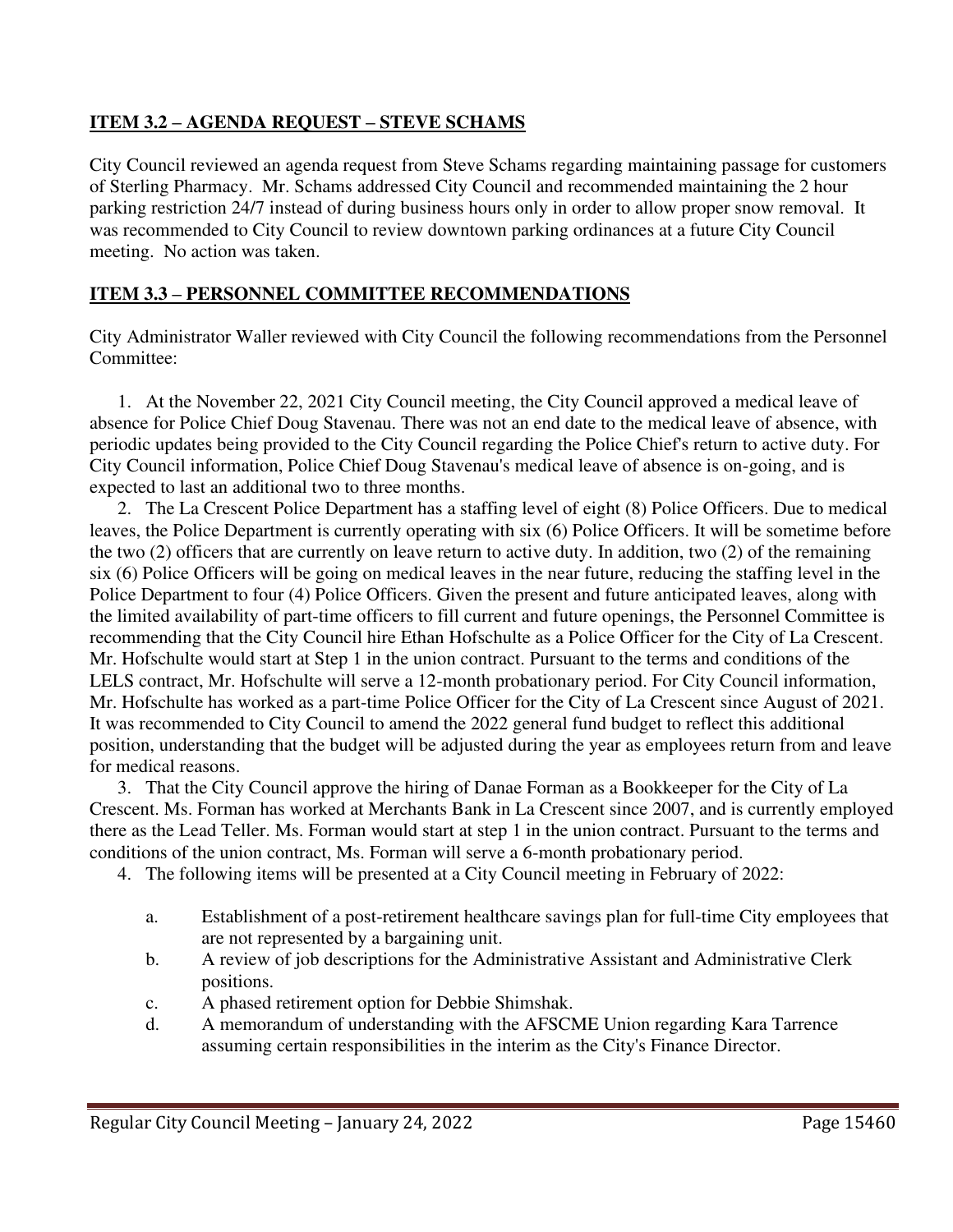## ITEM 3.2 – AGENDA REQUEST – STEVE SCHAMS

City Council reviewed an agenda request from Steve Schams regarding maintaining passage for customers of Sterling Pharmacy. Mr. Schams addressed City Council and recommended maintaining the 2 hour parking restriction 24/7 instead of during business hours only in order to allow proper snow removal. It was recommended to City Council to review downtown parking ordinances at a future City Council meeting. No action was taken.

## ITEM 3.3 – PERSONNEL COMMITTEE RECOMMENDATIONS

City Administrator Waller reviewed with City Council the following recommendations from the Personnel Committee:

1. At the November 22, 2021 City Council meeting, the City Council approved a medical leave of absence for Police Chief Doug Stavenau. There was not an end date to the medical leave of absence, with periodic updates being provided to the City Council regarding the Police Chief's return to active duty. For City Council information, Police Chief Doug Stavenau's medical leave of absence is on-going, and is expected to last an additional two to three months.
2. The La Crescent Police Department has a staffing level of eight (8) Police Officers. Due to medical leaves, the Police Department is currently operating with six (6) Police Officers. It will be sometime before the two (2) officers that are currently on leave return to active duty. In addition, two (2) of the remaining six (6) Police Officers will be going on medical leaves in the near future, reducing the staffing level in the Police Department to four (4) Police Officers. Given the present and future anticipated leaves, along with the limited availability of part-time officers to fill current and future openings, the Personnel Committee is recommending that the City Council hire Ethan Hofschulte as a Police Officer for the City of La Crescent. Mr. Hofschulte would start at Step 1 in the union contract. Pursuant to the terms and conditions of the LELS contract, Mr. Hofschulte will serve a 12-month probationary period. For City Council information, Mr. Hofschulte has worked as a part-time Police Officer for the City of La Crescent since August of 2021. It was recommended to City Council to amend the 2022 general fund budget to reflect this additional position, understanding that the budget will be adjusted during the year as employees return from and leave for medical reasons.
3. That the City Council approve the hiring of Danae Forman as a Bookkeeper for the City of La Crescent. Ms. Forman has worked at Merchants Bank in La Crescent since 2007, and is currently employed there as the Lead Teller. Ms. Forman would start at step 1 in the union contract. Pursuant to the terms and conditions of the union contract, Ms. Forman will serve a 6-month probationary period.
4. The following items will be presented at a City Council meeting in February of 2022:
   a. Establishment of a post-retirement healthcare savings plan for full-time City employees that are not represented by a bargaining unit.
   b. A review of job descriptions for the Administrative Assistant and Administrative Clerk positions.
   c. A phased retirement option for Debbie Shimshak.
   d. A memorandum of understanding with the AFSCME Union regarding Kara Tarrence assuming certain responsibilities in the interim as the City's Finance Director.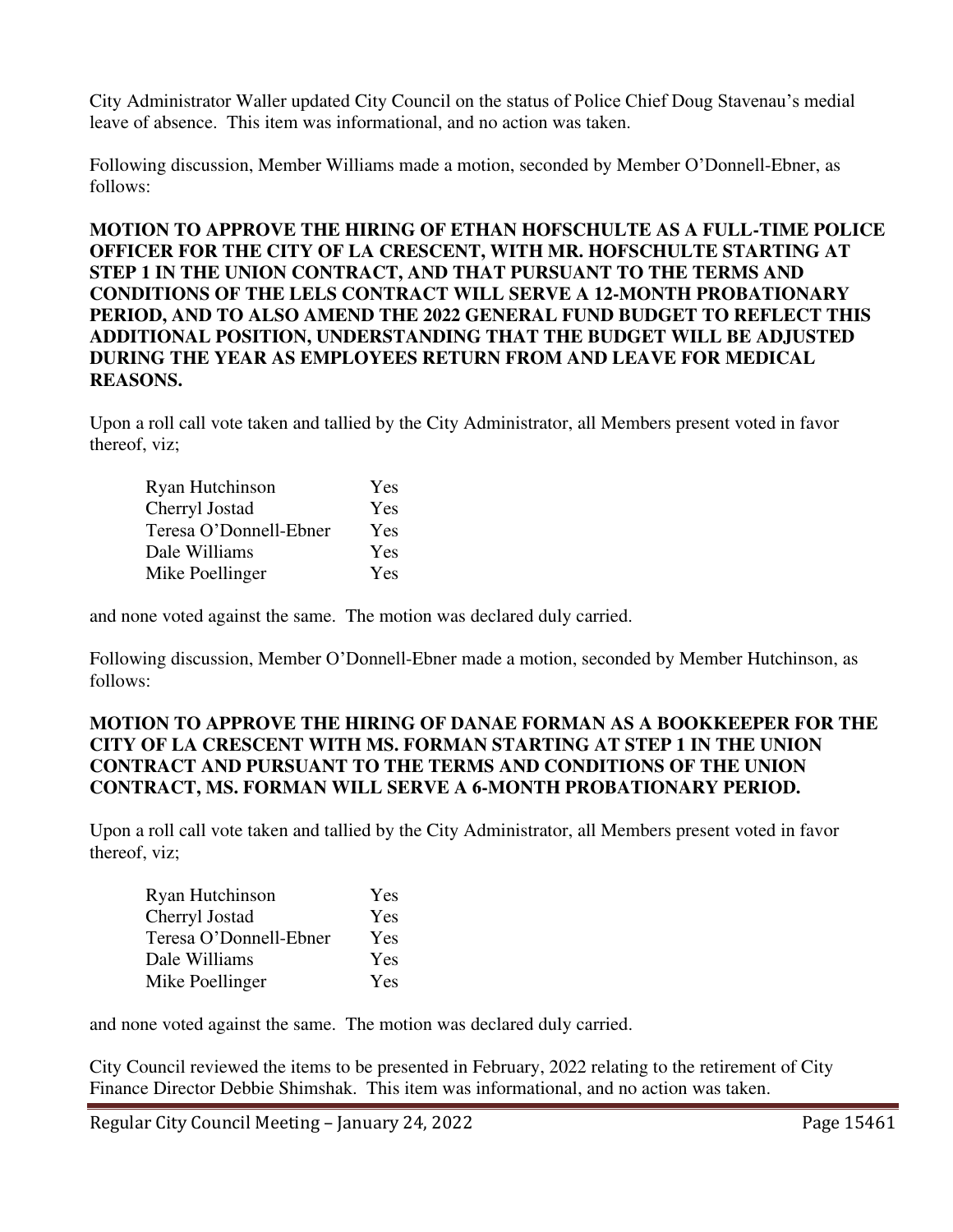City Administrator Waller updated City Council on the status of Police Chief Doug Stavenau's medial leave of absence. This item was informational, and no action was taken.

Following discussion, Member Williams made a motion, seconded by Member O'Donnell-Ebner, as follows:

**MOTION TO APPROVE THE HIRING OF ETHAN HOFSCHULTE AS A FULL-TIME POLICE OFFICER FOR THE CITY OF LA CRESCENT, WITH MR. HOFSCHULTE STARTING AT STEP 1 IN THE UNION CONTRACT, AND THAT PURSUANT TO THE TERMS AND CONDITIONS OF THE LELS CONTRACT WILL SERVE A 12-MONTH PROBATIONARY PERIOD, AND TO ALSO AMEND THE 2022 GENERAL FUND BUDGET TO REFLECT THIS ADDITIONAL POSITION, UNDERSTANDING THAT THE BUDGET WILL BE ADJUSTED DURING THE YEAR AS EMPLOYEES RETURN FROM AND LEAVE FOR MEDICAL REASONS.**

Upon a roll call vote taken and tallied by the City Administrator, all Members present voted in favor thereof, viz;

| | |
|---|---|
| Ryan Hutchinson | Yes |
| Cherryl Jostad | Yes |
| Teresa O'Donnell-Ebner | Yes |
| Dale Williams | Yes |
| Mike Poellinger | Yes |

and none voted against the same. The motion was declared duly carried.

Following discussion, Member O'Donnell-Ebner made a motion, seconded by Member Hutchinson, as follows:

**MOTION TO APPROVE THE HIRING OF DANAE FORMAN AS A BOOKKEEPER FOR THE CITY OF LA CRESCENT WITH MS. FORMAN STARTING AT STEP 1 IN THE UNION CONTRACT AND PURSUANT TO THE TERMS AND CONDITIONS OF THE UNION CONTRACT, MS. FORMAN WILL SERVE A 6-MONTH PROBATIONARY PERIOD.**

Upon a roll call vote taken and tallied by the City Administrator, all Members present voted in favor thereof, viz;

| | |
|---|---|
| Ryan Hutchinson | Yes |
| Cherryl Jostad | Yes |
| Teresa O'Donnell-Ebner | Yes |
| Dale Williams | Yes |
| Mike Poellinger | Yes |

and none voted against the same. The motion was declared duly carried.

City Council reviewed the items to be presented in February, 2022 relating to the retirement of City Finance Director Debbie Shimshak. This item was informational, and no action was taken.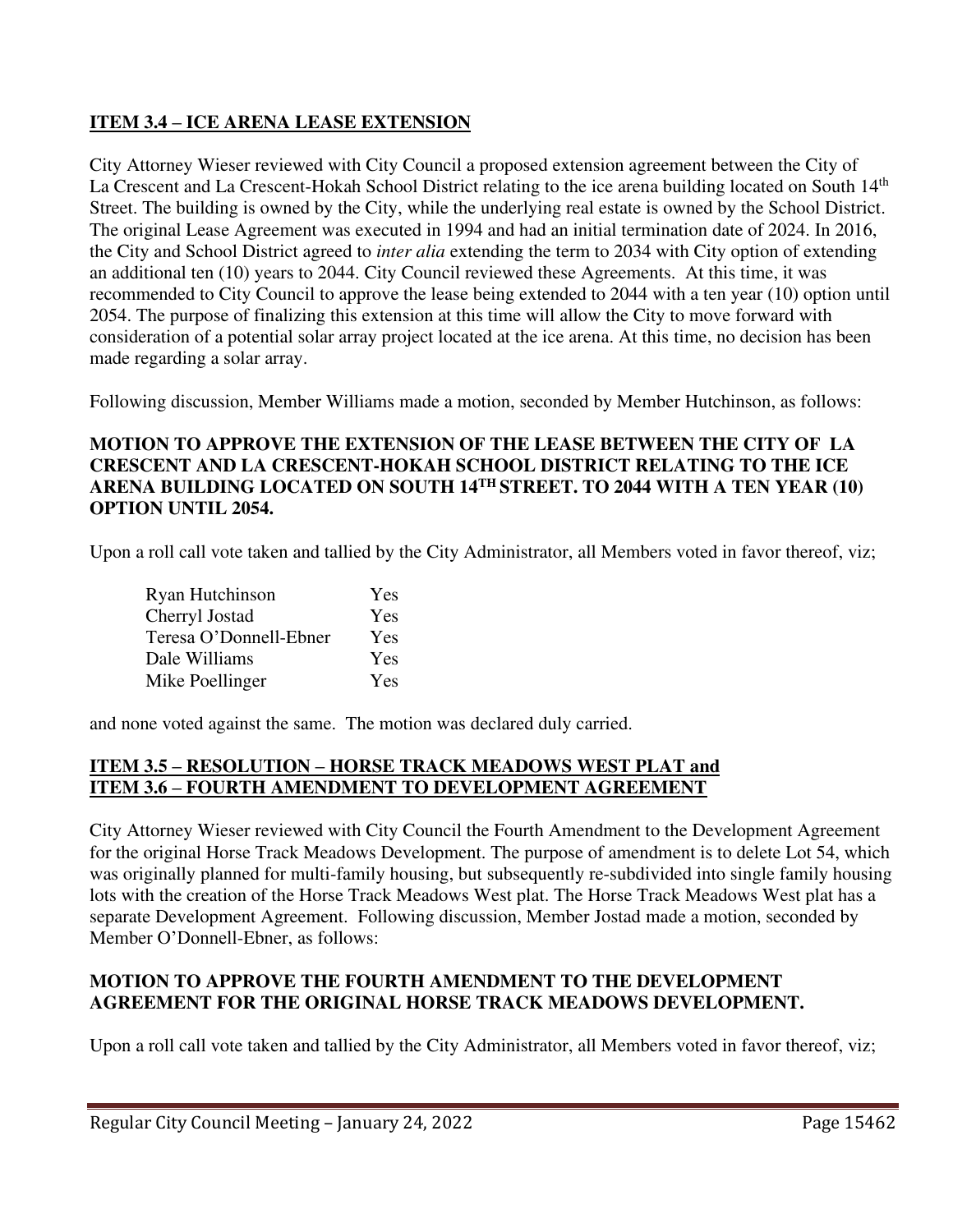**ITEM 3.4 – ICE ARENA LEASE EXTENSION**

City Attorney Wieser reviewed with City Council a proposed extension agreement between the City of La Crescent and La Crescent-Hokah School District relating to the ice arena building located on South 14th Street. The building is owned by the City, while the underlying real estate is owned by the School District. The original Lease Agreement was executed in 1994 and had an initial termination date of 2024. In 2016, the City and School District agreed to *inter alia* extending the term to 2034 with City option of extending an additional ten (10) years to 2044. City Council reviewed these Agreements. At this time, it was recommended to City Council to approve the lease being extended to 2044 with a ten year (10) option until 2054. The purpose of finalizing this extension at this time will allow the City to move forward with consideration of a potential solar array project located at the ice arena. At this time, no decision has been made regarding a solar array.

Following discussion, Member Williams made a motion, seconded by Member Hutchinson, as follows:

**MOTION TO APPROVE THE EXTENSION OF THE LEASE BETWEEN THE CITY OF LA CRESCENT AND LA CRESCENT-HOKAH SCHOOL DISTRICT RELATING TO THE ICE ARENA BUILDING LOCATED ON SOUTH 14TH STREET. TO 2044 WITH A TEN YEAR (10) OPTION UNTIL 2054.**

Upon a roll call vote taken and tallied by the City Administrator, all Members voted in favor thereof, viz;

| | |
|---|---|
| Ryan Hutchinson | Yes |
| Cherryl Jostad | Yes |
| Teresa O'Donnell-Ebner | Yes |
| Dale Williams | Yes |
| Mike Poellinger | Yes |

and none voted against the same. The motion was declared duly carried.

**ITEM 3.5 – RESOLUTION – HORSE TRACK MEADOWS WEST PLAT and ITEM 3.6 – FOURTH AMENDMENT TO DEVELOPMENT AGREEMENT**

City Attorney Wieser reviewed with City Council the Fourth Amendment to the Development Agreement for the original Horse Track Meadows Development. The purpose of amendment is to delete Lot 54, which was originally planned for multi-family housing, but subsequently re-subdivided into single family housing lots with the creation of the Horse Track Meadows West plat. The Horse Track Meadows West plat has a separate Development Agreement. Following discussion, Member Jostad made a motion, seconded by Member O'Donnell-Ebner, as follows:

**MOTION TO APPROVE THE FOURTH AMENDMENT TO THE DEVELOPMENT AGREEMENT FOR THE ORIGINAL HORSE TRACK MEADOWS DEVELOPMENT.**

Upon a roll call vote taken and tallied by the City Administrator, all Members voted in favor thereof, viz;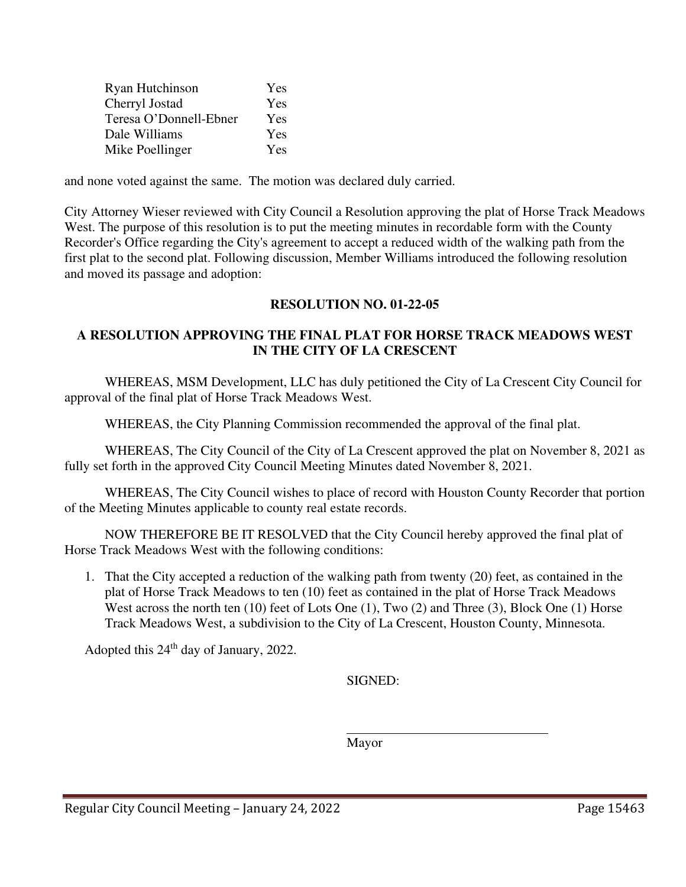| | |
|---|---|
| Ryan Hutchinson | Yes |
| Cherryl Jostad | Yes |
| Teresa O'Donnell-Ebner | Yes |
| Dale Williams | Yes |
| Mike Poellinger | Yes |

and none voted against the same. The motion was declared duly carried.

City Attorney Wieser reviewed with City Council a Resolution approving the plat of Horse Track Meadows West. The purpose of this resolution is to put the meeting minutes in recordable form with the County Recorder's Office regarding the City's agreement to accept a reduced width of the walking path from the first plat to the second plat. Following discussion, Member Williams introduced the following resolution and moved its passage and adoption:

**RESOLUTION NO. 01-22-05**

**A RESOLUTION APPROVING THE FINAL PLAT FOR HORSE TRACK MEADOWS WEST IN THE CITY OF LA CRESCENT**

WHEREAS, MSM Development, LLC has duly petitioned the City of La Crescent City Council for approval of the final plat of Horse Track Meadows West.

WHEREAS, the City Planning Commission recommended the approval of the final plat.

WHEREAS, The City Council of the City of La Crescent approved the plat on November 8, 2021 as fully set forth in the approved City Council Meeting Minutes dated November 8, 2021.

WHEREAS, The City Council wishes to place of record with Houston County Recorder that portion of the Meeting Minutes applicable to county real estate records.

NOW THEREFORE BE IT RESOLVED that the City Council hereby approved the final plat of Horse Track Meadows West with the following conditions:

1. That the City accepted a reduction of the walking path from twenty (20) feet, as contained in the plat of Horse Track Meadows to ten (10) feet as contained in the plat of Horse Track Meadows West across the north ten (10) feet of Lots One (1), Two (2) and Three (3), Block One (1) Horse Track Meadows West, a subdivision to the City of La Crescent, Houston County, Minnesota.

Adopted this 24th day of January, 2022.

SIGNED:

\_\_\_\_\_\_\_\_\_\_\_\_\_\_\_\_\_\_\_\_\_\_\_\_\_\_\_\_\_\_\_\_

Mayor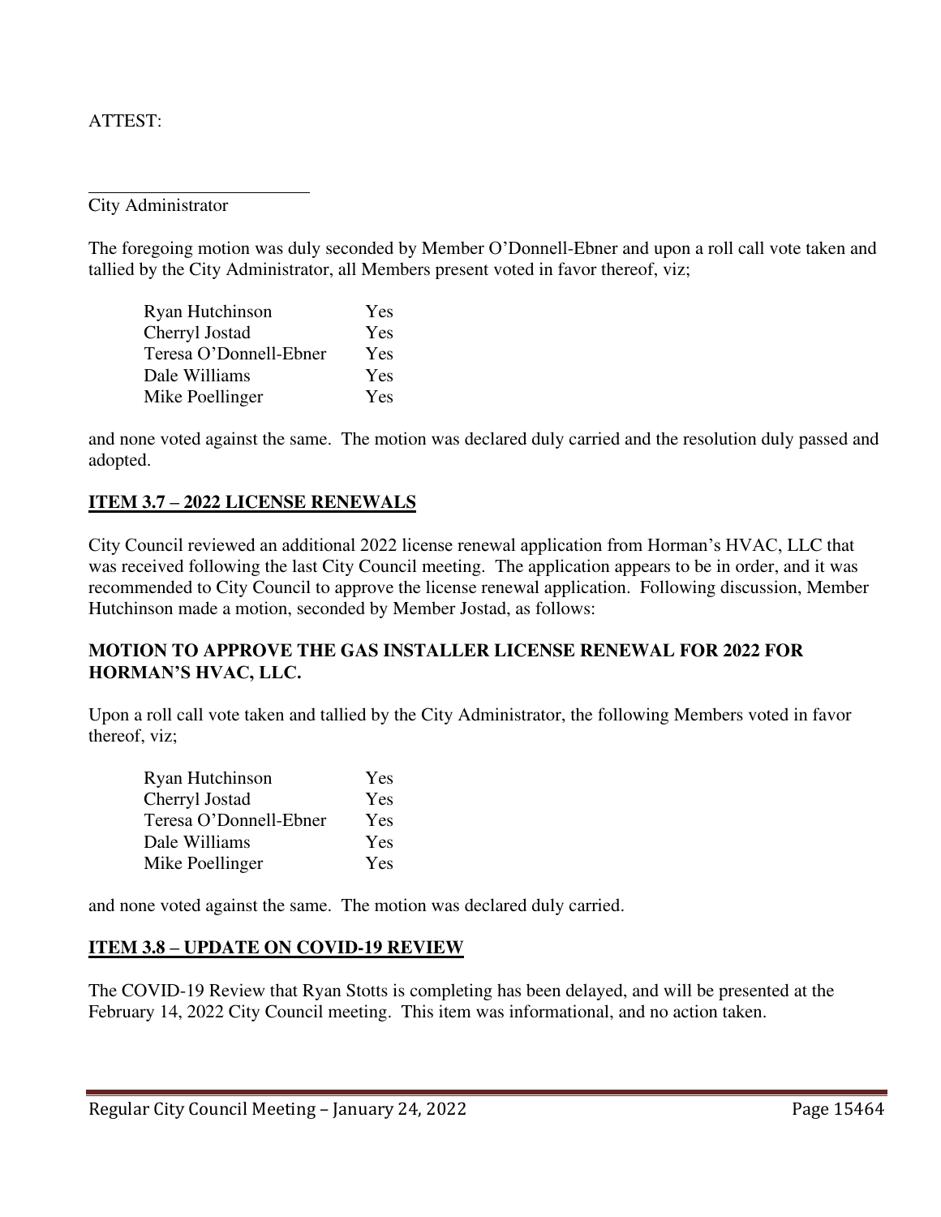ATTEST:

\_\_\_\_\_\_\_\_\_\_\_\_\_\_\_\_\_\_\_\_\_\_\_\_\_\_

City Administrator

The foregoing motion was duly seconded by Member O'Donnell-Ebner and upon a roll call vote taken and tallied by the City Administrator, all Members present voted in favor thereof, viz;

| | |
|---|---|
| Ryan Hutchinson | Yes |
| Cherryl Jostad | Yes |
| Teresa O'Donnell-Ebner | Yes |
| Dale Williams | Yes |
| Mike Poellinger | Yes |

and none voted against the same. The motion was declared duly carried and the resolution duly passed and adopted.

## ITEM 3.7 – 2022 LICENSE RENEWALS

City Council reviewed an additional 2022 license renewal application from Horman's HVAC, LLC that was received following the last City Council meeting. The application appears to be in order, and it was recommended to City Council to approve the license renewal application. Following discussion, Member Hutchinson made a motion, seconded by Member Jostad, as follows:

**MOTION TO APPROVE THE GAS INSTALLER LICENSE RENEWAL FOR 2022 FOR HORMAN'S HVAC, LLC.**

Upon a roll call vote taken and tallied by the City Administrator, the following Members voted in favor thereof, viz;

| | |
|---|---|
| Ryan Hutchinson | Yes |
| Cherryl Jostad | Yes |
| Teresa O'Donnell-Ebner | Yes |
| Dale Williams | Yes |
| Mike Poellinger | Yes |

and none voted against the same. The motion was declared duly carried.

## ITEM 3.8 – UPDATE ON COVID-19 REVIEW

The COVID-19 Review that Ryan Stotts is completing has been delayed, and will be presented at the February 14, 2022 City Council meeting. This item was informational, and no action taken.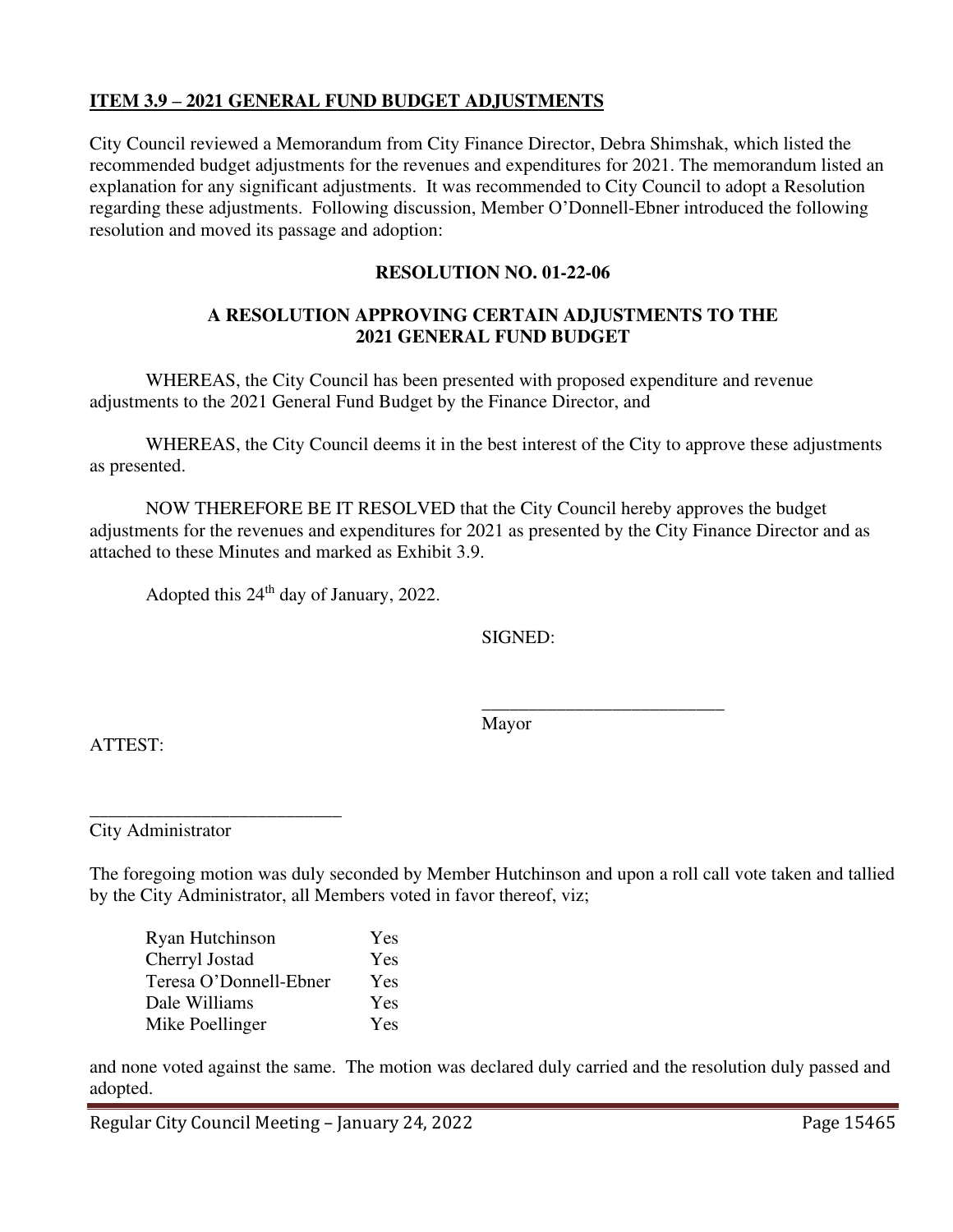**ITEM 3.9 – 2021 GENERAL FUND BUDGET ADJUSTMENTS**

City Council reviewed a Memorandum from City Finance Director, Debra Shimshak, which listed the recommended budget adjustments for the revenues and expenditures for 2021. The memorandum listed an explanation for any significant adjustments. It was recommended to City Council to adopt a Resolution regarding these adjustments. Following discussion, Member O'Donnell-Ebner introduced the following resolution and moved its passage and adoption:

**RESOLUTION NO. 01-22-06**

**A RESOLUTION APPROVING CERTAIN ADJUSTMENTS TO THE 2021 GENERAL FUND BUDGET**

WHEREAS, the City Council has been presented with proposed expenditure and revenue adjustments to the 2021 General Fund Budget by the Finance Director, and

WHEREAS, the City Council deems it in the best interest of the City to approve these adjustments as presented.

NOW THEREFORE BE IT RESOLVED that the City Council hereby approves the budget adjustments for the revenues and expenditures for 2021 as presented by the City Finance Director and as attached to these Minutes and marked as Exhibit 3.9.

Adopted this 24th day of January, 2022.

SIGNED:

\_\_\_\_\_\_\_\_\_\_\_\_\_\_\_\_\_\_\_\_\_\_\_\_\_\_
Mayor

ATTEST:

\_\_\_\_\_\_\_\_\_\_\_\_\_\_\_\_\_\_\_\_\_\_\_\_\_\_
City Administrator

The foregoing motion was duly seconded by Member Hutchinson and upon a roll call vote taken and tallied by the City Administrator, all Members voted in favor thereof, viz;

| | |
|---|---|
| Ryan Hutchinson | Yes |
| Cherryl Jostad | Yes |
| Teresa O'Donnell-Ebner | Yes |
| Dale Williams | Yes |
| Mike Poellinger | Yes |

and none voted against the same. The motion was declared duly carried and the resolution duly passed and adopted.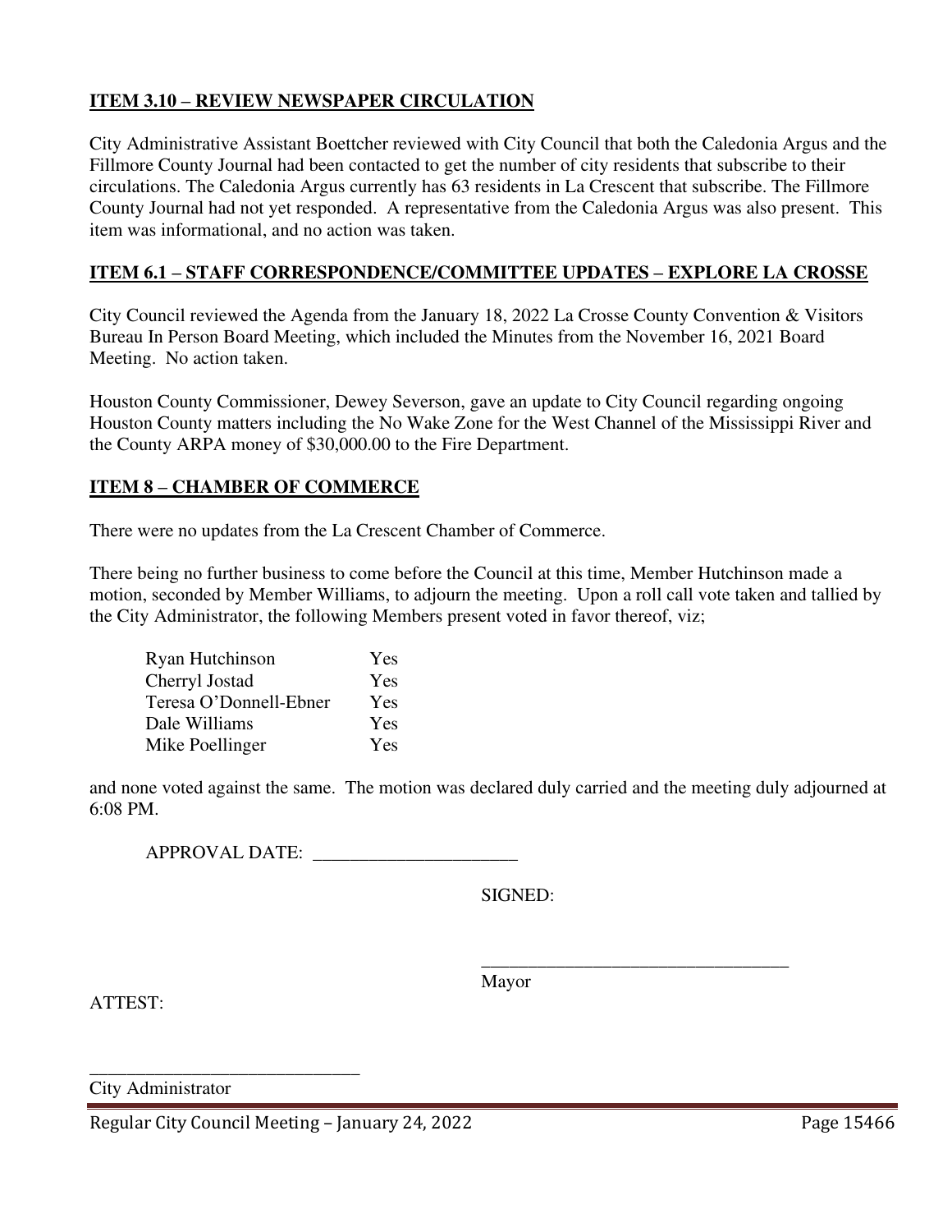**ITEM 3.10 – REVIEW NEWSPAPER CIRCULATION**

City Administrative Assistant Boettcher reviewed with City Council that both the Caledonia Argus and the Fillmore County Journal had been contacted to get the number of city residents that subscribe to their circulations. The Caledonia Argus currently has 63 residents in La Crescent that subscribe. The Fillmore County Journal had not yet responded. A representative from the Caledonia Argus was also present. This item was informational, and no action was taken.

**ITEM 6.1 – STAFF CORRESPONDENCE/COMMITTEE UPDATES – EXPLORE LA CROSSE**

City Council reviewed the Agenda from the January 18, 2022 La Crosse County Convention & Visitors Bureau In Person Board Meeting, which included the Minutes from the November 16, 2021 Board Meeting. No action taken.

Houston County Commissioner, Dewey Severson, gave an update to City Council regarding ongoing Houston County matters including the No Wake Zone for the West Channel of the Mississippi River and the County ARPA money of $30,000.00 to the Fire Department.

**ITEM 8 – CHAMBER OF COMMERCE**

There were no updates from the La Crescent Chamber of Commerce.

There being no further business to come before the Council at this time, Member Hutchinson made a motion, seconded by Member Williams, to adjourn the meeting. Upon a roll call vote taken and tallied by the City Administrator, the following Members present voted in favor thereof, viz;

| | |
|---|---|
| Ryan Hutchinson | Yes |
| Cherryl Jostad | Yes |
| Teresa O'Donnell-Ebner | Yes |
| Dale Williams | Yes |
| Mike Poellinger | Yes |

and none voted against the same. The motion was declared duly carried and the meeting duly adjourned at 6:08 PM.

APPROVAL DATE: ______________________

SIGNED:

__________________________________
Mayor

ATTEST:

______________________________
City Administrator

Regular City Council Meeting – January 24, 2022